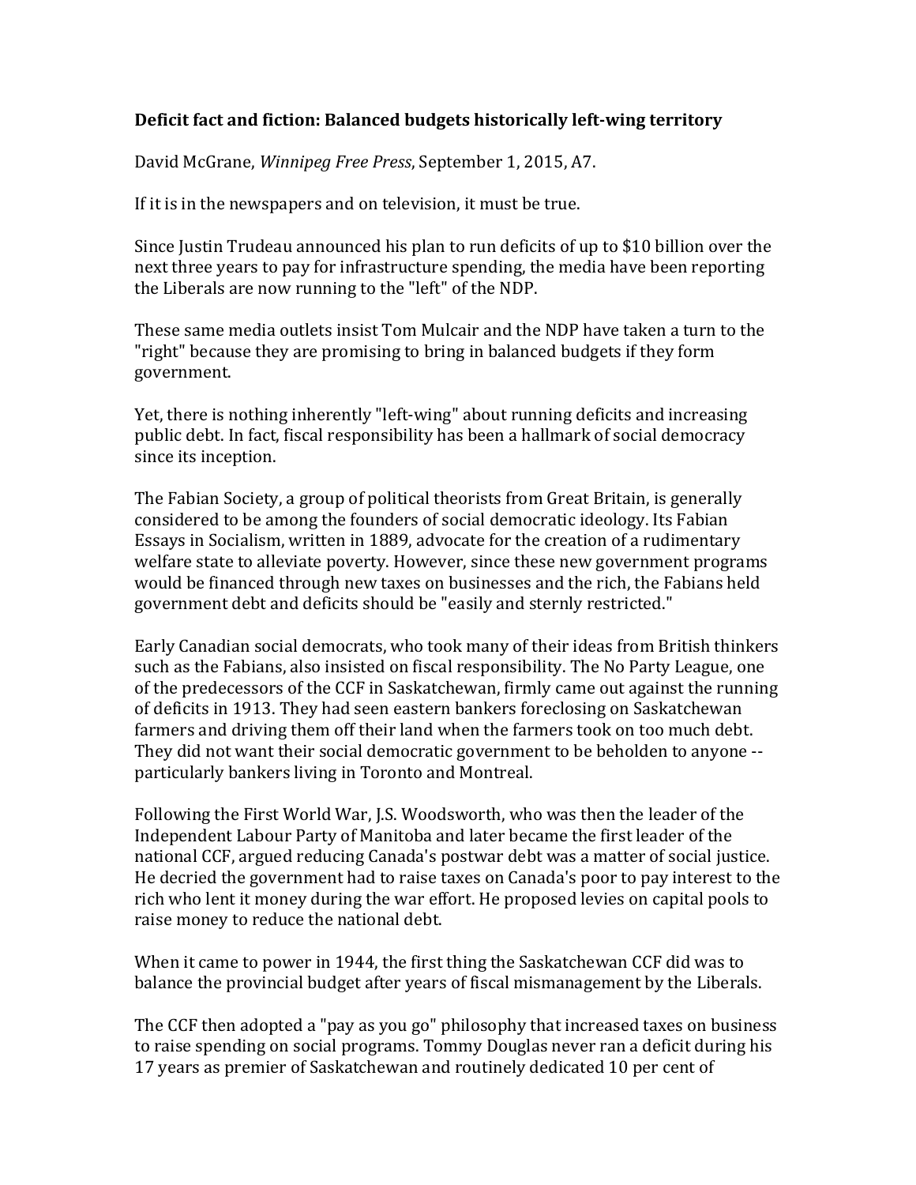**Deficit fact and fiction: Balanced budgets historically left-wing territory**

David McGrane, *Winnipeg Free Press*, September 1, 2015, A7.

If it is in the newspapers and on television, it must be true.

Since Justin Trudeau announced his plan to run deficits of up to $10 billion over the next three years to pay for infrastructure spending, the media have been reporting the Liberals are now running to the "left" of the NDP.

These same media outlets insist Tom Mulcair and the NDP have taken a turn to the "right" because they are promising to bring in balanced budgets if they form government.

Yet, there is nothing inherently "left-wing" about running deficits and increasing public debt. In fact, fiscal responsibility has been a hallmark of social democracy since its inception.

The Fabian Society, a group of political theorists from Great Britain, is generally considered to be among the founders of social democratic ideology. Its Fabian Essays in Socialism, written in 1889, advocate for the creation of a rudimentary welfare state to alleviate poverty. However, since these new government programs would be financed through new taxes on businesses and the rich, the Fabians held government debt and deficits should be "easily and sternly restricted."

Early Canadian social democrats, who took many of their ideas from British thinkers such as the Fabians, also insisted on fiscal responsibility. The No Party League, one of the predecessors of the CCF in Saskatchewan, firmly came out against the running of deficits in 1913. They had seen eastern bankers foreclosing on Saskatchewan farmers and driving them off their land when the farmers took on too much debt. They did not want their social democratic government to be beholden to anyone -- particularly bankers living in Toronto and Montreal.

Following the First World War, J.S. Woodsworth, who was then the leader of the Independent Labour Party of Manitoba and later became the first leader of the national CCF, argued reducing Canada's postwar debt was a matter of social justice. He decried the government had to raise taxes on Canada's poor to pay interest to the rich who lent it money during the war effort. He proposed levies on capital pools to raise money to reduce the national debt.

When it came to power in 1944, the first thing the Saskatchewan CCF did was to balance the provincial budget after years of fiscal mismanagement by the Liberals.

The CCF then adopted a "pay as you go" philosophy that increased taxes on business to raise spending on social programs. Tommy Douglas never ran a deficit during his 17 years as premier of Saskatchewan and routinely dedicated 10 per cent of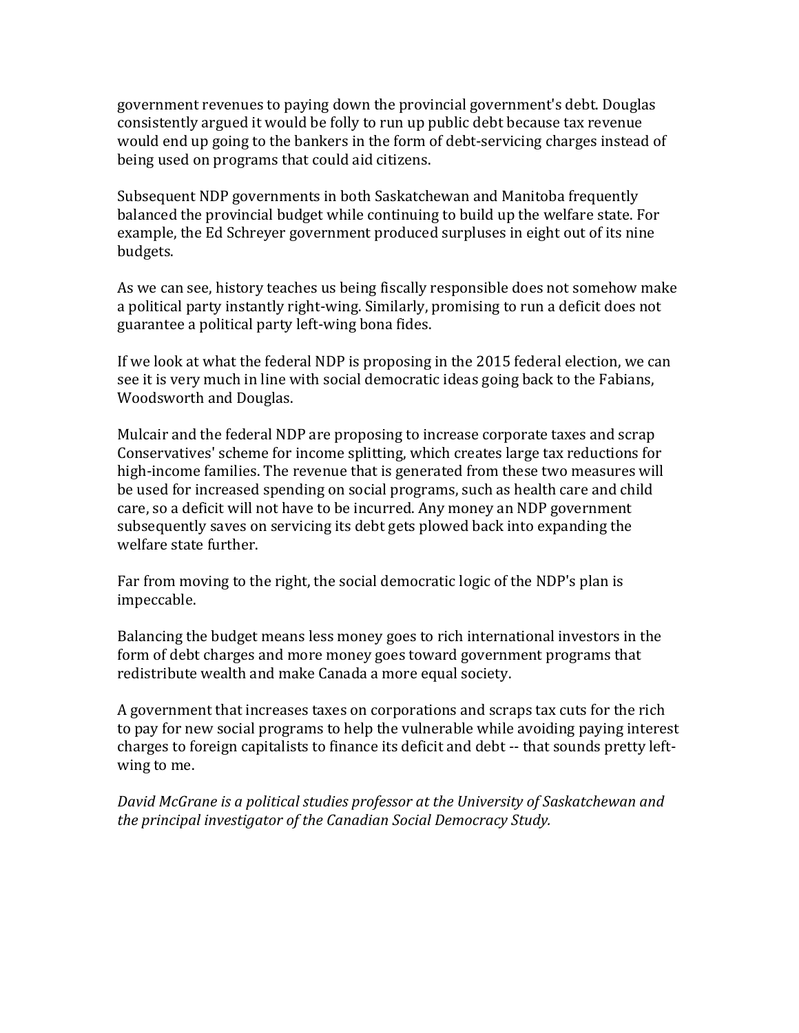government revenues to paying down the provincial government's debt. Douglas consistently argued it would be folly to run up public debt because tax revenue would end up going to the bankers in the form of debt-servicing charges instead of being used on programs that could aid citizens.

Subsequent NDP governments in both Saskatchewan and Manitoba frequently balanced the provincial budget while continuing to build up the welfare state. For example, the Ed Schreyer government produced surpluses in eight out of its nine budgets.

As we can see, history teaches us being fiscally responsible does not somehow make a political party instantly right-wing. Similarly, promising to run a deficit does not guarantee a political party left-wing bona fides.

If we look at what the federal NDP is proposing in the 2015 federal election, we can see it is very much in line with social democratic ideas going back to the Fabians, Woodsworth and Douglas.

Mulcair and the federal NDP are proposing to increase corporate taxes and scrap Conservatives' scheme for income splitting, which creates large tax reductions for high-income families. The revenue that is generated from these two measures will be used for increased spending on social programs, such as health care and child care, so a deficit will not have to be incurred. Any money an NDP government subsequently saves on servicing its debt gets plowed back into expanding the welfare state further.

Far from moving to the right, the social democratic logic of the NDP's plan is impeccable.

Balancing the budget means less money goes to rich international investors in the form of debt charges and more money goes toward government programs that redistribute wealth and make Canada a more equal society.

A government that increases taxes on corporations and scraps tax cuts for the rich to pay for new social programs to help the vulnerable while avoiding paying interest charges to foreign capitalists to finance its deficit and debt -- that sounds pretty left-wing to me.

*David McGrane is a political studies professor at the University of Saskatchewan and the principal investigator of the Canadian Social Democracy Study.*